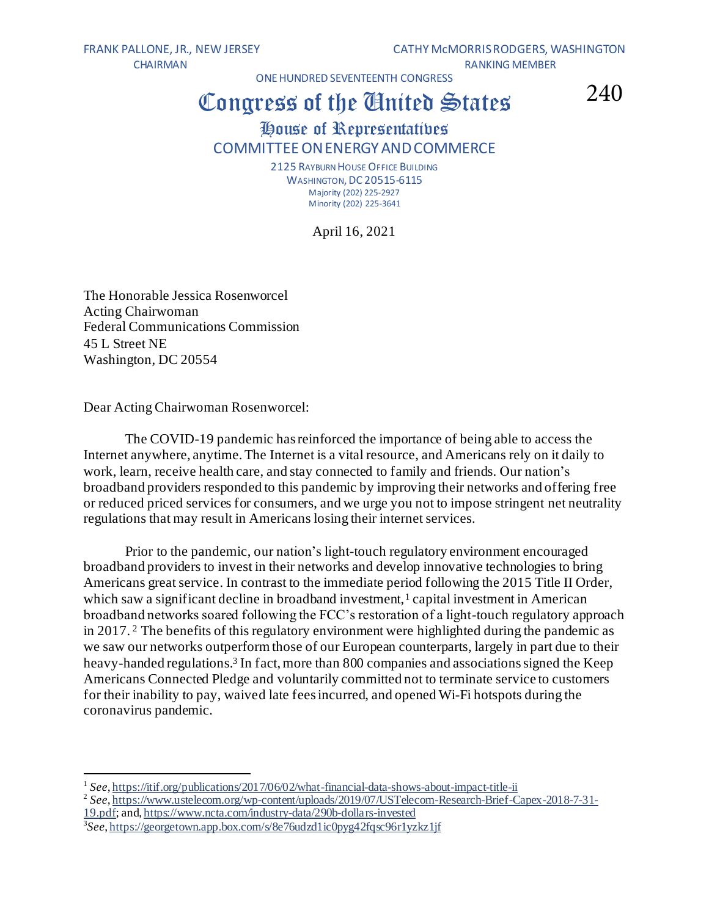FRANK PALLONE, JR., NEW JERSEY
CHAIRMAN

CATHY McMORRIS RODGERS, WASHINGTON
RANKING MEMBER

ONE HUNDRED SEVENTEENTH CONGRESS

240

# Congress of the United States

## House of Representatives

## COMMITTEE ON ENERGY AND COMMERCE

2125 RAYBURN HOUSE OFFICE BUILDING
WASHINGTON, DC 20515-6115
Majority (202) 225-2927
Minority (202) 225-3641

April 16, 2021

The Honorable Jessica Rosenworcel
Acting Chairwoman
Federal Communications Commission
45 L Street NE
Washington, DC 20554

Dear Acting Chairwoman Rosenworcel:

The COVID-19 pandemic has reinforced the importance of being able to access the Internet anywhere, anytime. The Internet is a vital resource, and Americans rely on it daily to work, learn, receive health care, and stay connected to family and friends. Our nation's broadband providers responded to this pandemic by improving their networks and offering free or reduced priced services for consumers, and we urge you not to impose stringent net neutrality regulations that may result in Americans losing their internet services.

Prior to the pandemic, our nation's light-touch regulatory environment encouraged broadband providers to invest in their networks and develop innovative technologies to bring Americans great service. In contrast to the immediate period following the 2015 Title II Order, which saw a significant decline in broadband investment,[1] capital investment in American broadband networks soared following the FCC's restoration of a light-touch regulatory approach in 2017.[2] The benefits of this regulatory environment were highlighted during the pandemic as we saw our networks outperform those of our European counterparts, largely in part due to their heavy-handed regulations.[3] In fact, more than 800 companies and associations signed the Keep Americans Connected Pledge and voluntarily committed not to terminate service to customers for their inability to pay, waived late fees incurred, and opened Wi-Fi hotspots during the coronavirus pandemic.

---

[1] *See*, https://itif.org/publications/2017/06/02/what-financial-data-shows-about-impact-title-ii

[2] *See*, https://www.ustelecom.org/wp-content/uploads/2019/07/USTelecom-Research-Brief-Capex-2018-7-31-19.pdf; and, https://www.ncta.com/industry-data/290b-dollars-invested

[3] *See*, https://georgetown.app.box.com/s/8e76udzd1ic0pyg42fqsc96r1yzkz1jf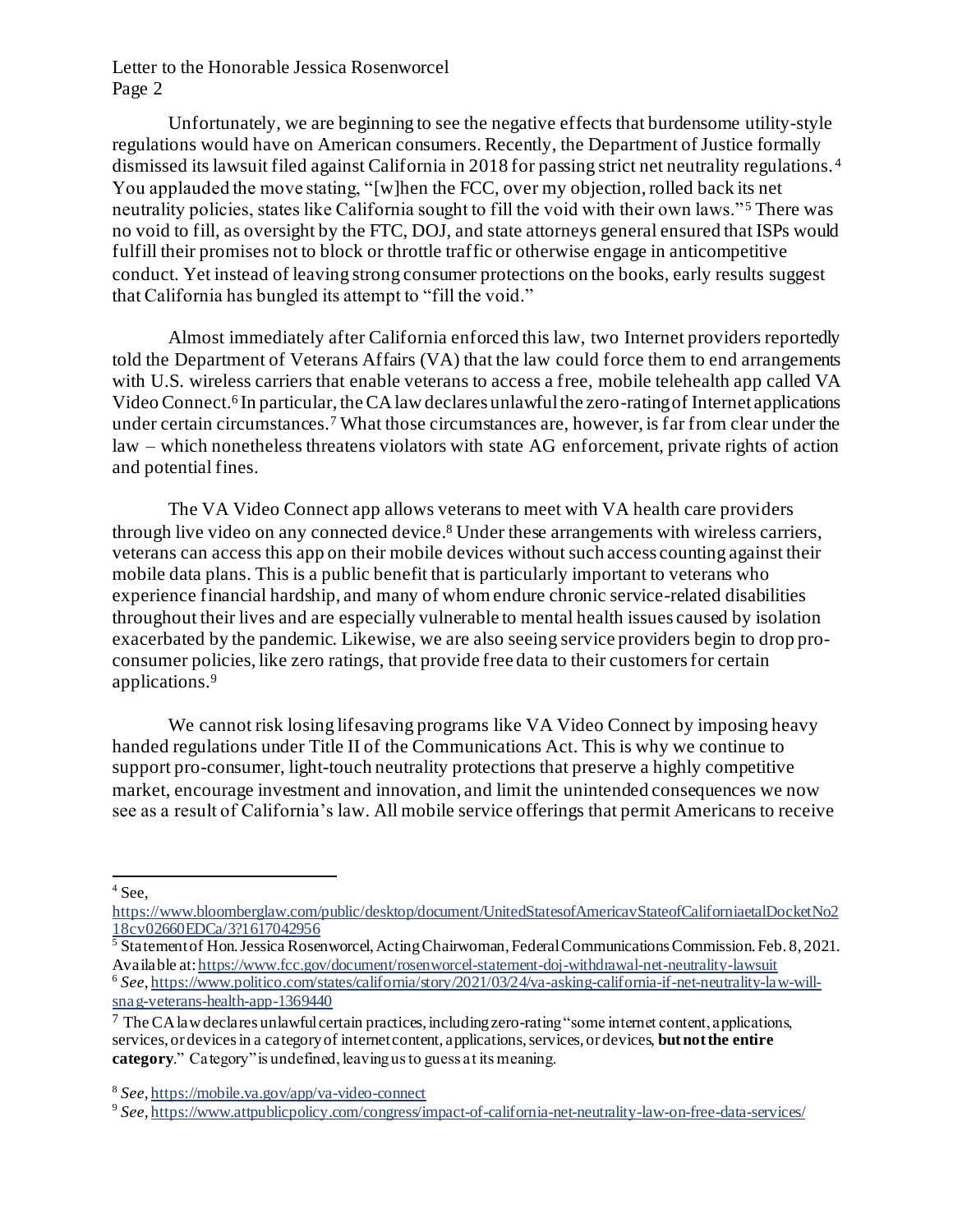Unfortunately, we are beginning to see the negative effects that burdensome utility-style regulations would have on American consumers. Recently, the Department of Justice formally dismissed its lawsuit filed against California in 2018 for passing strict net neutrality regulations.[4] You applauded the move stating, "[w]hen the FCC, over my objection, rolled back its net neutrality policies, states like California sought to fill the void with their own laws."[5] There was no void to fill, as oversight by the FTC, DOJ, and state attorneys general ensured that ISPs would fulfill their promises not to block or throttle traffic or otherwise engage in anticompetitive conduct. Yet instead of leaving strong consumer protections on the books, early results suggest that California has bungled its attempt to "fill the void."

Almost immediately after California enforced this law, two Internet providers reportedly told the Department of Veterans Affairs (VA) that the law could force them to end arrangements with U.S. wireless carriers that enable veterans to access a free, mobile telehealth app called VA Video Connect.[6] In particular, the CA law declares unlawful the zero-rating of Internet applications under certain circumstances.[7] What those circumstances are, however, is far from clear under the law – which nonetheless threatens violators with state AG enforcement, private rights of action and potential fines.

The VA Video Connect app allows veterans to meet with VA health care providers through live video on any connected device.[8] Under these arrangements with wireless carriers, veterans can access this app on their mobile devices without such access counting against their mobile data plans. This is a public benefit that is particularly important to veterans who experience financial hardship, and many of whom endure chronic service-related disabilities throughout their lives and are especially vulnerable to mental health issues caused by isolation exacerbated by the pandemic. Likewise, we are also seeing service providers begin to drop pro-consumer policies, like zero ratings, that provide free data to their customers for certain applications.[9]

We cannot risk losing lifesaving programs like VA Video Connect by imposing heavy handed regulations under Title II of the Communications Act. This is why we continue to support pro-consumer, light-touch neutrality protections that preserve a highly competitive market, encourage investment and innovation, and limit the unintended consequences we now see as a result of California's law. All mobile service offerings that permit Americans to receive

---

[4] See, https://www.bloomberglaw.com/public/desktop/document/UnitedStatesofAmericavStateofCaliforniaetalDocketNo218cv02660EDCa/3?1617042956

[5] Statement of Hon. Jessica Rosenworcel, Acting Chairwoman, Federal Communications Commission. Feb. 8, 2021. Available at: https://www.fcc.gov/document/rosenworcel-statement-doj-withdrawal-net-neutrality-lawsuit

[6] *See*, https://www.politico.com/states/california/story/2021/03/24/va-asking-california-if-net-neutrality-law-will-snag-veterans-health-app-1369440

[7] The CA law declares unlawful certain practices, including zero-rating "some internet content, applications, services, or devices in a category of internet content, applications, services, or devices, **but not the entire category**." Category" is undefined, leaving us to guess at its meaning.

[8] *See*, https://mobile.va.gov/app/va-video-connect

[9] *See*, https://www.attpublicpolicy.com/congress/impact-of-california-net-neutrality-law-on-free-data-services/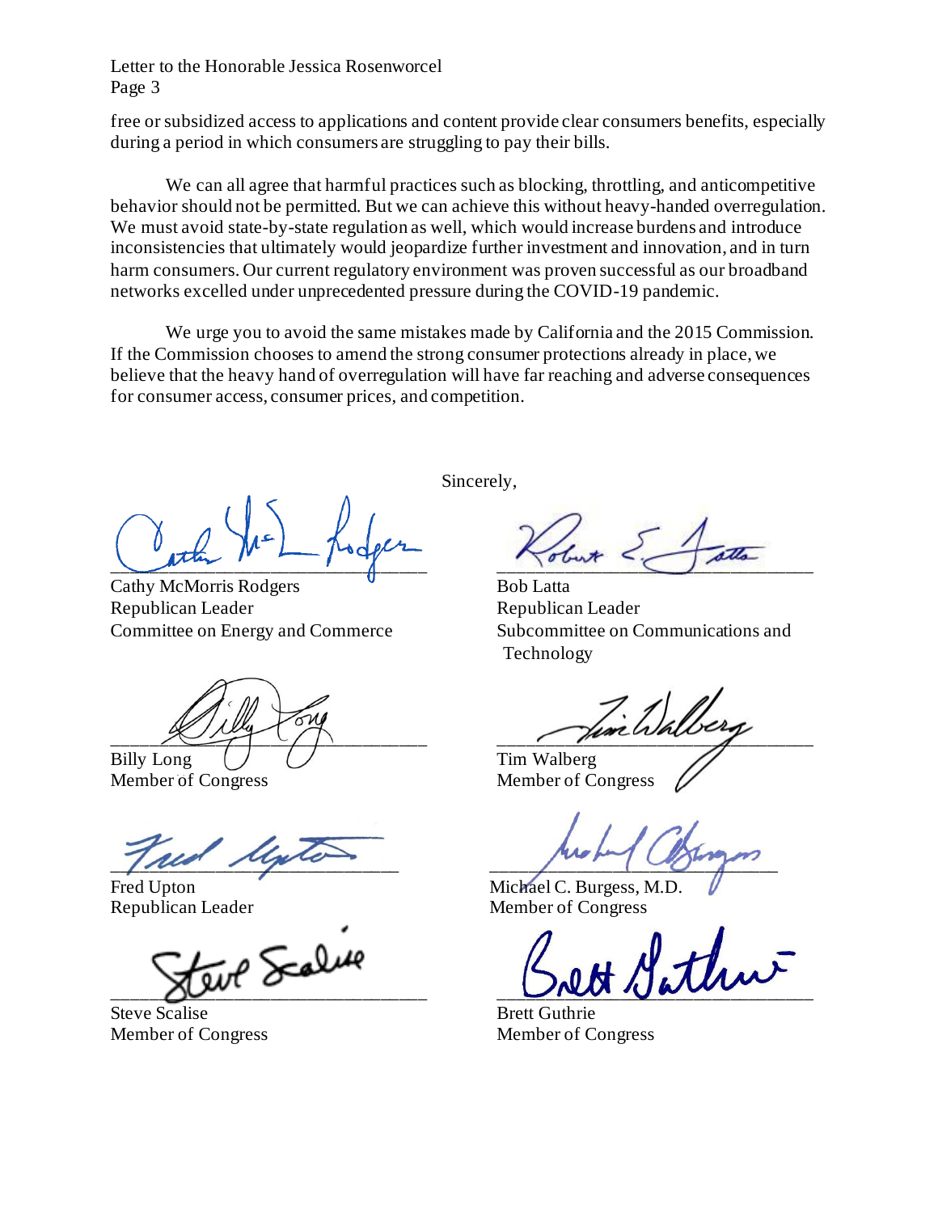free or subsidized access to applications and content provide clear consumers benefits, especially during a period in which consumers are struggling to pay their bills.

We can all agree that harmful practices such as blocking, throttling, and anticompetitive behavior should not be permitted. But we can achieve this without heavy-handed overregulation. We must avoid state-by-state regulation as well, which would increase burdens and introduce inconsistencies that ultimately would jeopardize further investment and innovation, and in turn harm consumers. Our current regulatory environment was proven successful as our broadband networks excelled under unprecedented pressure during the COVID-19 pandemic.

We urge you to avoid the same mistakes made by California and the 2015 Commission. If the Commission chooses to amend the strong consumer protections already in place, we believe that the heavy hand of overregulation will have far reaching and adverse consequences for consumer access, consumer prices, and competition.

Sincerely,

Cathy McMorris Rodgers
Republican Leader
Committee on Energy and Commerce

Bob Latta
Republican Leader
Subcommittee on Communications and Technology

Billy Long
Member of Congress

Tim Walberg
Member of Congress

Fred Upton
Republican Leader

Michael C. Burgess, M.D.
Member of Congress

Steve Scalise
Member of Congress

Brett Guthrie
Member of Congress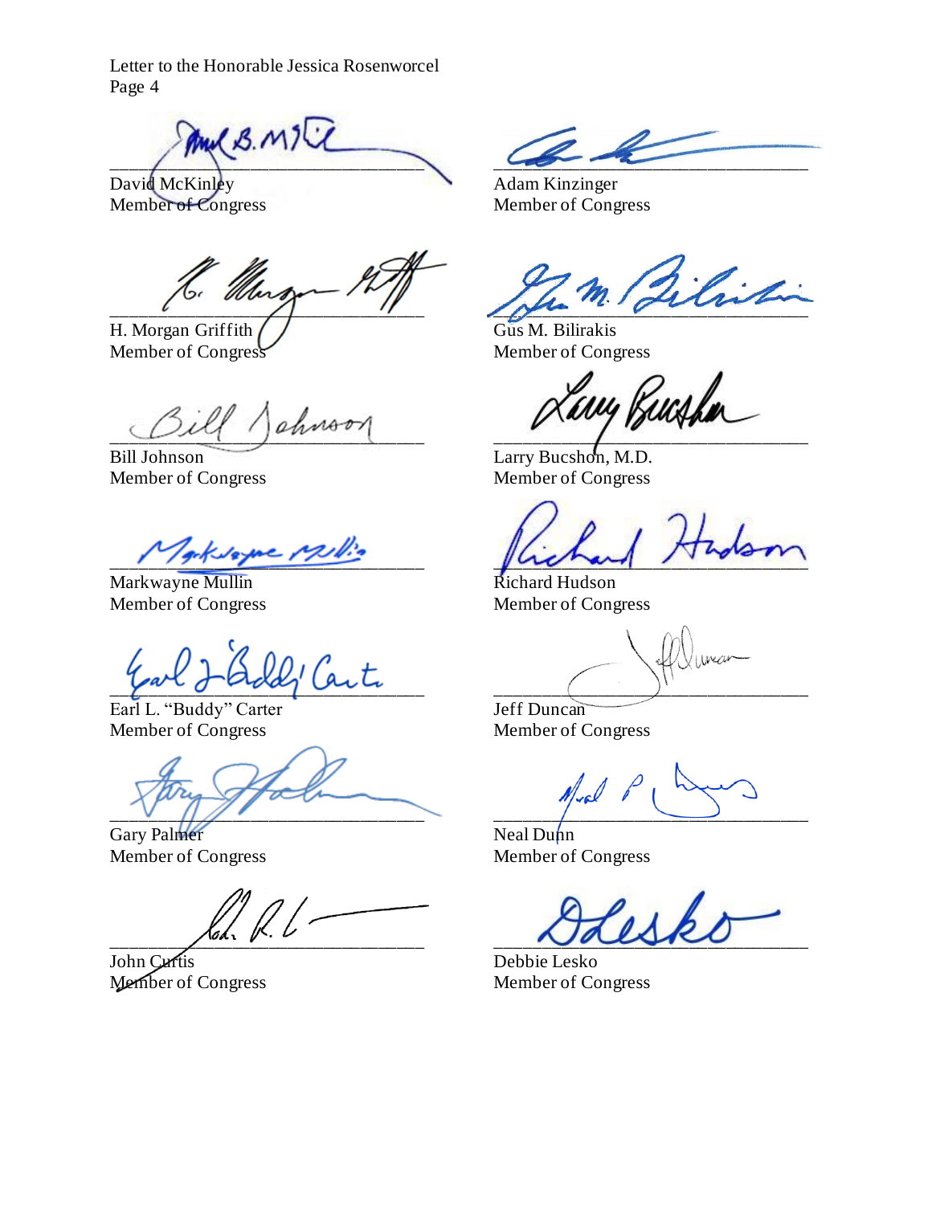David McKinley
Member of Congress

Adam Kinzinger
Member of Congress

H. Morgan Griffith
Member of Congress

Gus M. Bilirakis
Member of Congress

Bill Johnson
Member of Congress

Larry Bucshon, M.D.
Member of Congress

Markwayne Mullin
Member of Congress

Richard Hudson
Member of Congress

Earl L. "Buddy" Carter
Member of Congress

Jeff Duncan
Member of Congress

Gary Palmer
Member of Congress

Neal Dunn
Member of Congress

John Curtis
Member of Congress

Debbie Lesko
Member of Congress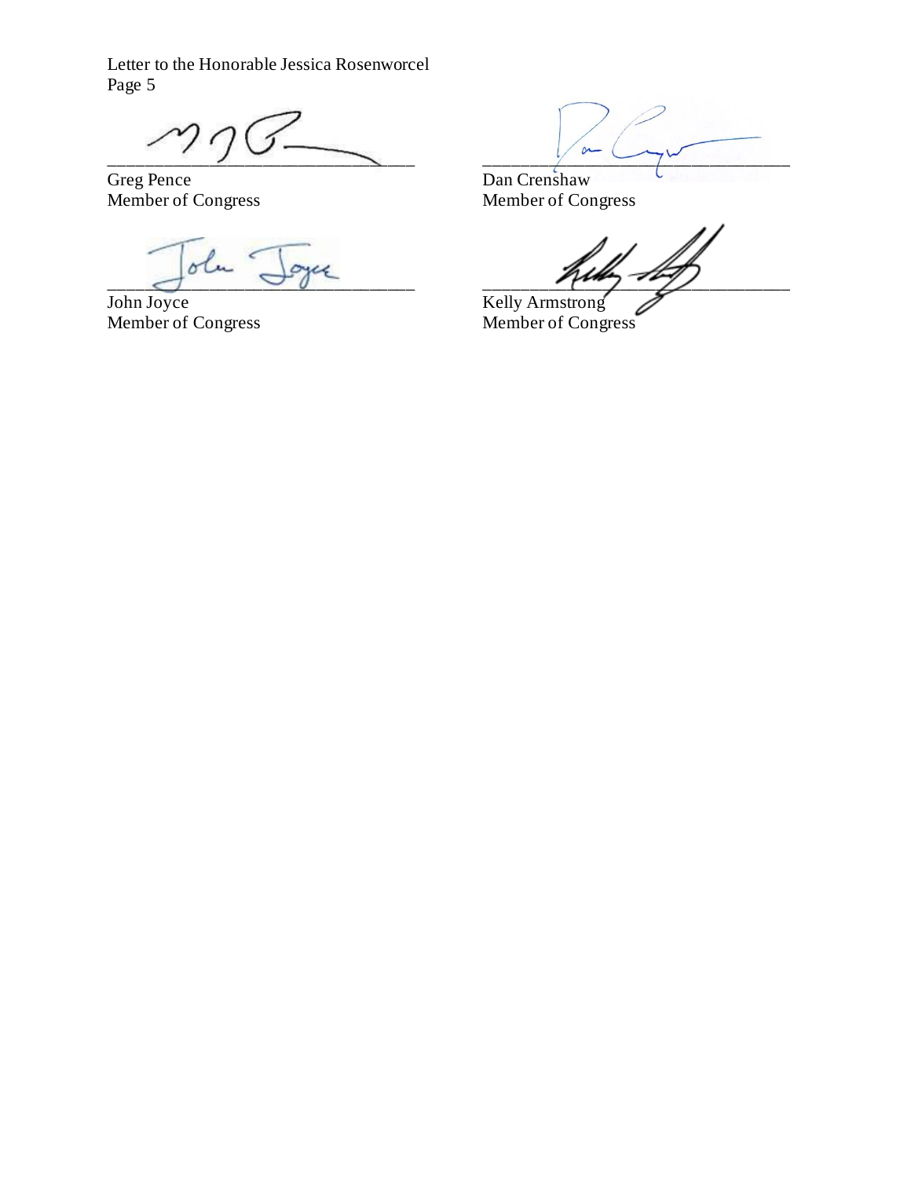Greg Pence
Member of Congress

Dan Crenshaw
Member of Congress

John Joyce
Member of Congress

Kelly Armstrong
Member of Congress